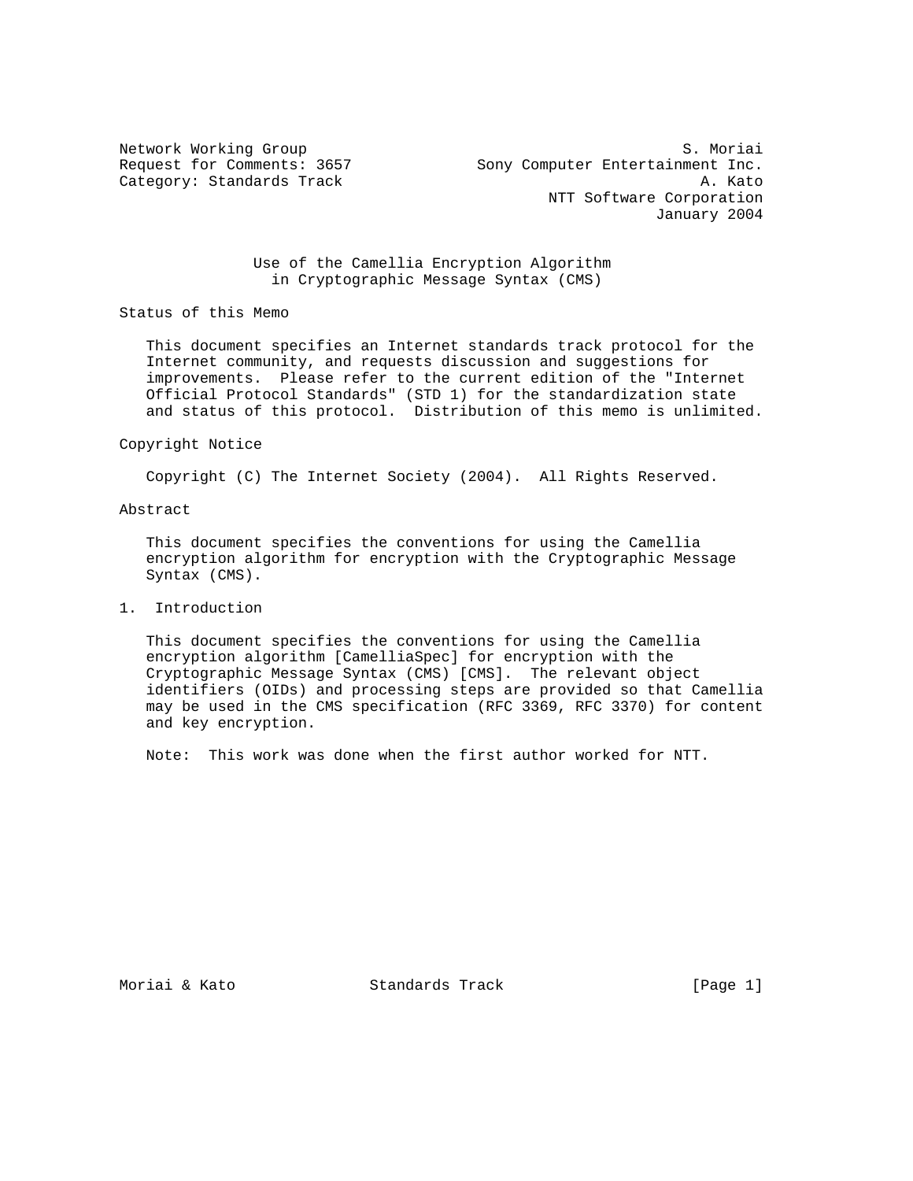Network Working Group S. Moriai
Request for Comments: 3657 Sony Computer Entertainment Inc.
Category: Standards Track A. Kato
NTT Software Corporation
January 2004

# Use of the Camellia Encryption Algorithm in Cryptographic Message Syntax (CMS)

## Status of this Memo

This document specifies an Internet standards track protocol for the Internet community, and requests discussion and suggestions for improvements. Please refer to the current edition of the "Internet Official Protocol Standards" (STD 1) for the standardization state and status of this protocol. Distribution of this memo is unlimited.

## Copyright Notice

Copyright (C) The Internet Society (2004). All Rights Reserved.

## Abstract

This document specifies the conventions for using the Camellia encryption algorithm for encryption with the Cryptographic Message Syntax (CMS).

## 1. Introduction

This document specifies the conventions for using the Camellia encryption algorithm [CamelliaSpec] for encryption with the Cryptographic Message Syntax (CMS) [CMS]. The relevant object identifiers (OIDs) and processing steps are provided so that Camellia may be used in the CMS specification (RFC 3369, RFC 3370) for content and key encryption.

Note: This work was done when the first author worked for NTT.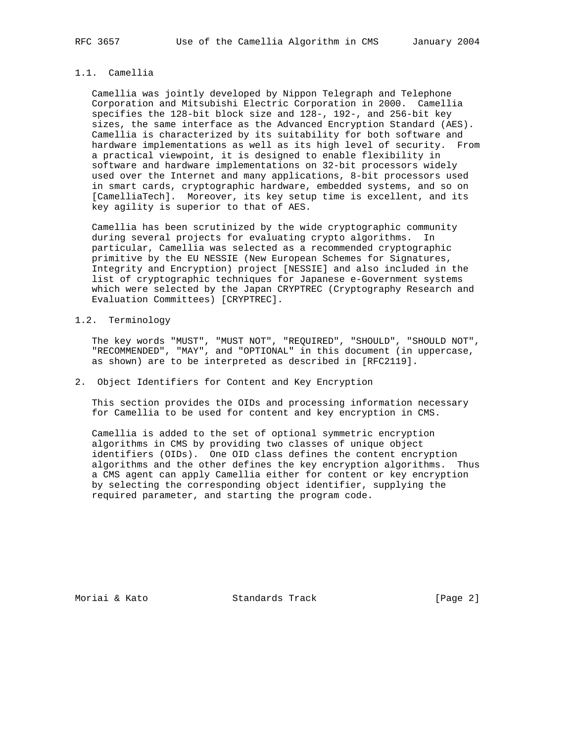### 1.1. Camellia

Camellia was jointly developed by Nippon Telegraph and Telephone Corporation and Mitsubishi Electric Corporation in 2000. Camellia specifies the 128-bit block size and 128-, 192-, and 256-bit key sizes, the same interface as the Advanced Encryption Standard (AES). Camellia is characterized by its suitability for both software and hardware implementations as well as its high level of security. From a practical viewpoint, it is designed to enable flexibility in software and hardware implementations on 32-bit processors widely used over the Internet and many applications, 8-bit processors used in smart cards, cryptographic hardware, embedded systems, and so on [CamelliaTech]. Moreover, its key setup time is excellent, and its key agility is superior to that of AES.

Camellia has been scrutinized by the wide cryptographic community during several projects for evaluating crypto algorithms. In particular, Camellia was selected as a recommended cryptographic primitive by the EU NESSIE (New European Schemes for Signatures, Integrity and Encryption) project [NESSIE] and also included in the list of cryptographic techniques for Japanese e-Government systems which were selected by the Japan CRYPTREC (Cryptography Research and Evaluation Committees) [CRYPTREC].

### 1.2. Terminology

The key words "MUST", "MUST NOT", "REQUIRED", "SHOULD", "SHOULD NOT", "RECOMMENDED", "MAY", and "OPTIONAL" in this document (in uppercase, as shown) are to be interpreted as described in [RFC2119].

## 2. Object Identifiers for Content and Key Encryption

This section provides the OIDs and processing information necessary for Camellia to be used for content and key encryption in CMS.

Camellia is added to the set of optional symmetric encryption algorithms in CMS by providing two classes of unique object identifiers (OIDs). One OID class defines the content encryption algorithms and the other defines the key encryption algorithms. Thus a CMS agent can apply Camellia either for content or key encryption by selecting the corresponding object identifier, supplying the required parameter, and starting the program code.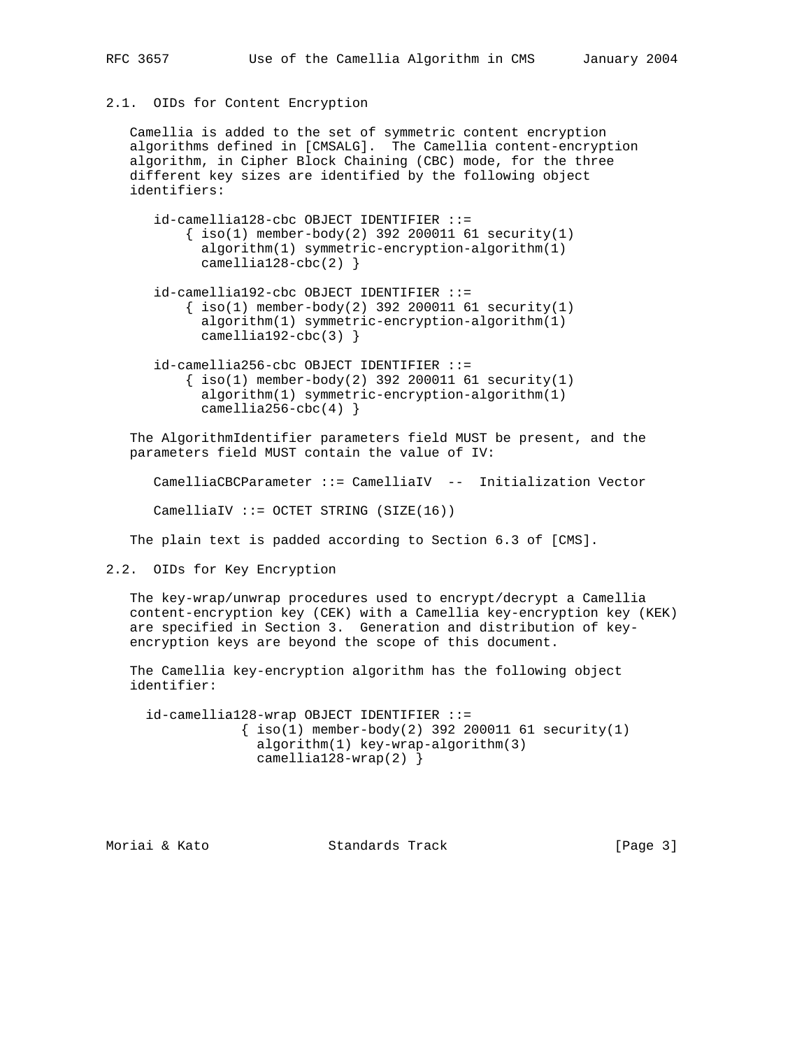## 2.1. OIDs for Content Encryption

Camellia is added to the set of symmetric content encryption algorithms defined in [CMSALG]. The Camellia content-encryption algorithm, in Cipher Block Chaining (CBC) mode, for the three different key sizes are identified by the following object identifiers:

```
id-camellia128-cbc OBJECT IDENTIFIER ::=
    { iso(1) member-body(2) 392 200011 61 security(1)
      algorithm(1) symmetric-encryption-algorithm(1)
      camellia128-cbc(2) }

id-camellia192-cbc OBJECT IDENTIFIER ::=
    { iso(1) member-body(2) 392 200011 61 security(1)
      algorithm(1) symmetric-encryption-algorithm(1)
      camellia192-cbc(3) }

id-camellia256-cbc OBJECT IDENTIFIER ::=
    { iso(1) member-body(2) 392 200011 61 security(1)
      algorithm(1) symmetric-encryption-algorithm(1)
      camellia256-cbc(4) }
```

The AlgorithmIdentifier parameters field MUST be present, and the parameters field MUST contain the value of IV:

```
CamelliaCBCParameter ::= CamelliaIV  --  Initialization Vector

CamelliaIV ::= OCTET STRING (SIZE(16))
```

The plain text is padded according to Section 6.3 of [CMS].

## 2.2. OIDs for Key Encryption

The key-wrap/unwrap procedures used to encrypt/decrypt a Camellia content-encryption key (CEK) with a Camellia key-encryption key (KEK) are specified in Section 3. Generation and distribution of key-encryption keys are beyond the scope of this document.

The Camellia key-encryption algorithm has the following object identifier:

```
id-camellia128-wrap OBJECT IDENTIFIER ::=
            { iso(1) member-body(2) 392 200011 61 security(1)
              algorithm(1) key-wrap-algorithm(3)
              camellia128-wrap(2) }
```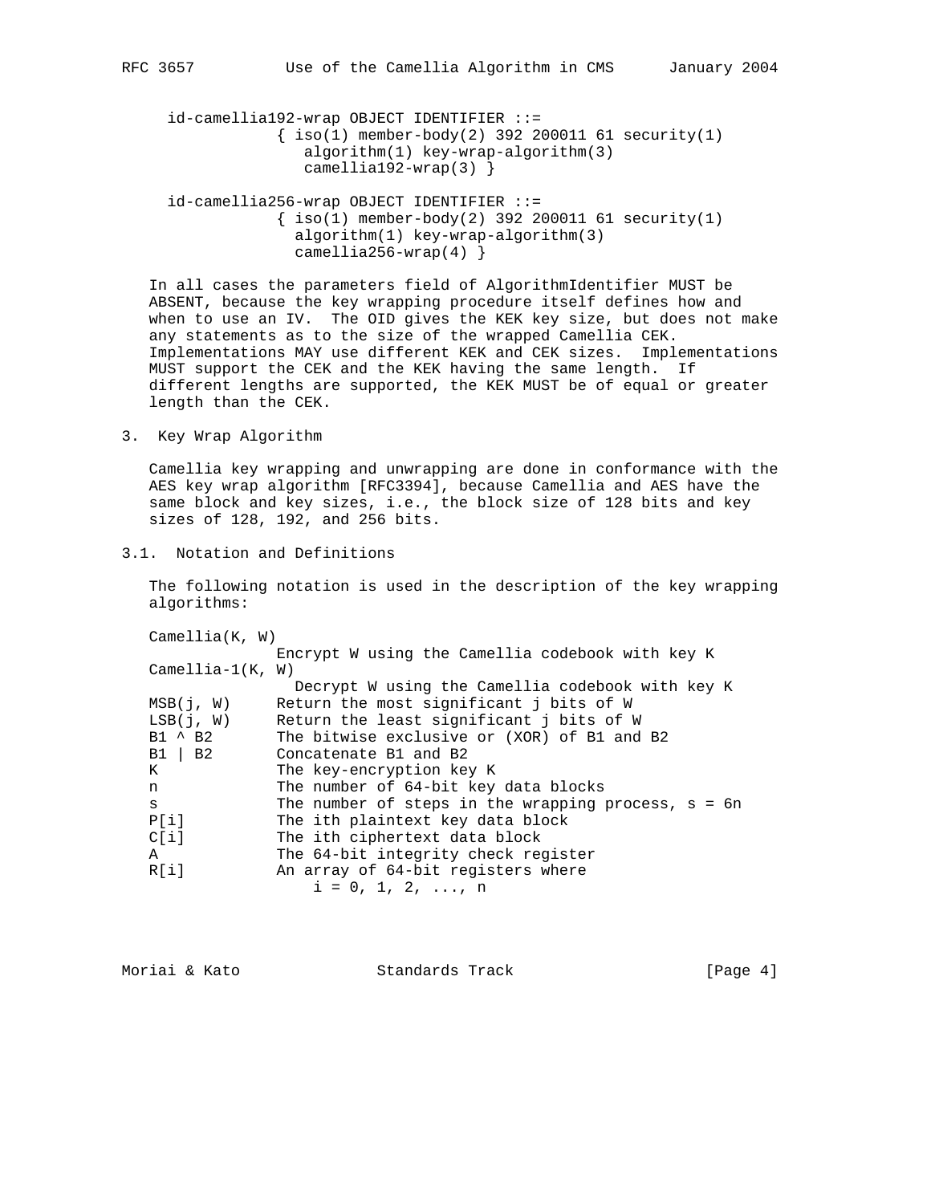```
id-camellia192-wrap OBJECT IDENTIFIER ::=
            { iso(1) member-body(2) 392 200011 61 security(1)
               algorithm(1) key-wrap-algorithm(3)
               camellia192-wrap(3) }

id-camellia256-wrap OBJECT IDENTIFIER ::=
            { iso(1) member-body(2) 392 200011 61 security(1)
              algorithm(1) key-wrap-algorithm(3)
              camellia256-wrap(4) }
```

In all cases the parameters field of AlgorithmIdentifier MUST be ABSENT, because the key wrapping procedure itself defines how and when to use an IV. The OID gives the KEK key size, but does not make any statements as to the size of the wrapped Camellia CEK. Implementations MAY use different KEK and CEK sizes. Implementations MUST support the CEK and the KEK having the same length. If different lengths are supported, the KEK MUST be of equal or greater length than the CEK.

## 3. Key Wrap Algorithm

Camellia key wrapping and unwrapping are done in conformance with the AES key wrap algorithm [RFC3394], because Camellia and AES have the same block and key sizes, i.e., the block size of 128 bits and key sizes of 128, 192, and 256 bits.

### 3.1. Notation and Definitions

The following notation is used in the description of the key wrapping algorithms:

```
Camellia(K, W)
              Encrypt W using the Camellia codebook with key K
Camellia-1(K, W)
                Decrypt W using the Camellia codebook with key K
MSB(j, W)     Return the most significant j bits of W
LSB(j, W)     Return the least significant j bits of W
B1 ^ B2       The bitwise exclusive or (XOR) of B1 and B2
B1 | B2       Concatenate B1 and B2
K             The key-encryption key K
n             The number of 64-bit key data blocks
s             The number of steps in the wrapping process, s = 6n
P[i]          The ith plaintext key data block
C[i]          The ith ciphertext data block
A             The 64-bit integrity check register
R[i]          An array of 64-bit registers where
                  i = 0, 1, 2, ..., n
```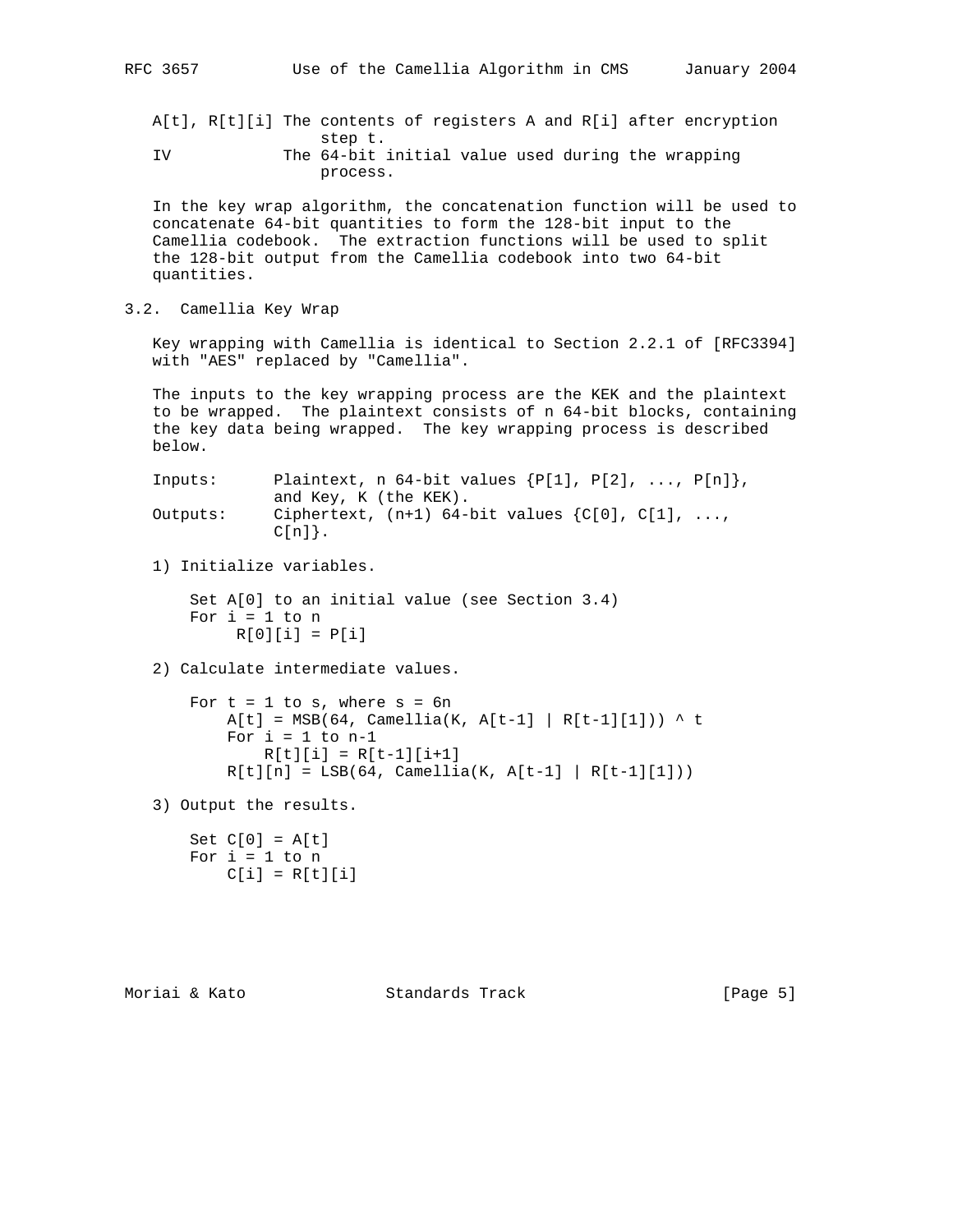A[t], R[t][i] The contents of registers A and R[i] after encryption step t.

IV The 64-bit initial value used during the wrapping process.

In the key wrap algorithm, the concatenation function will be used to concatenate 64-bit quantities to form the 128-bit input to the Camellia codebook. The extraction functions will be used to split the 128-bit output from the Camellia codebook into two 64-bit quantities.

## 3.2. Camellia Key Wrap

Key wrapping with Camellia is identical to Section 2.2.1 of [RFC3394] with "AES" replaced by "Camellia".

The inputs to the key wrapping process are the KEK and the plaintext to be wrapped. The plaintext consists of n 64-bit blocks, containing the key data being wrapped. The key wrapping process is described below.

```
Inputs:      Plaintext, n 64-bit values {P[1], P[2], ..., P[n]},
             and Key, K (the KEK).
Outputs:     Ciphertext, (n+1) 64-bit values {C[0], C[1], ...,
             C[n]}.
```

1) Initialize variables.

```
Set A[0] to an initial value (see Section 3.4)
For i = 1 to n
     R[0][i] = P[i]
```

2) Calculate intermediate values.

```
For t = 1 to s, where s = 6n
    A[t] = MSB(64, Camellia(K, A[t-1] | R[t-1][1])) ^ t
    For i = 1 to n-1
        R[t][i] = R[t-1][i+1]
    R[t][n] = LSB(64, Camellia(K, A[t-1] | R[t-1][1]))
```

3) Output the results.

```
Set C[0] = A[t]
For i = 1 to n
    C[i] = R[t][i]
```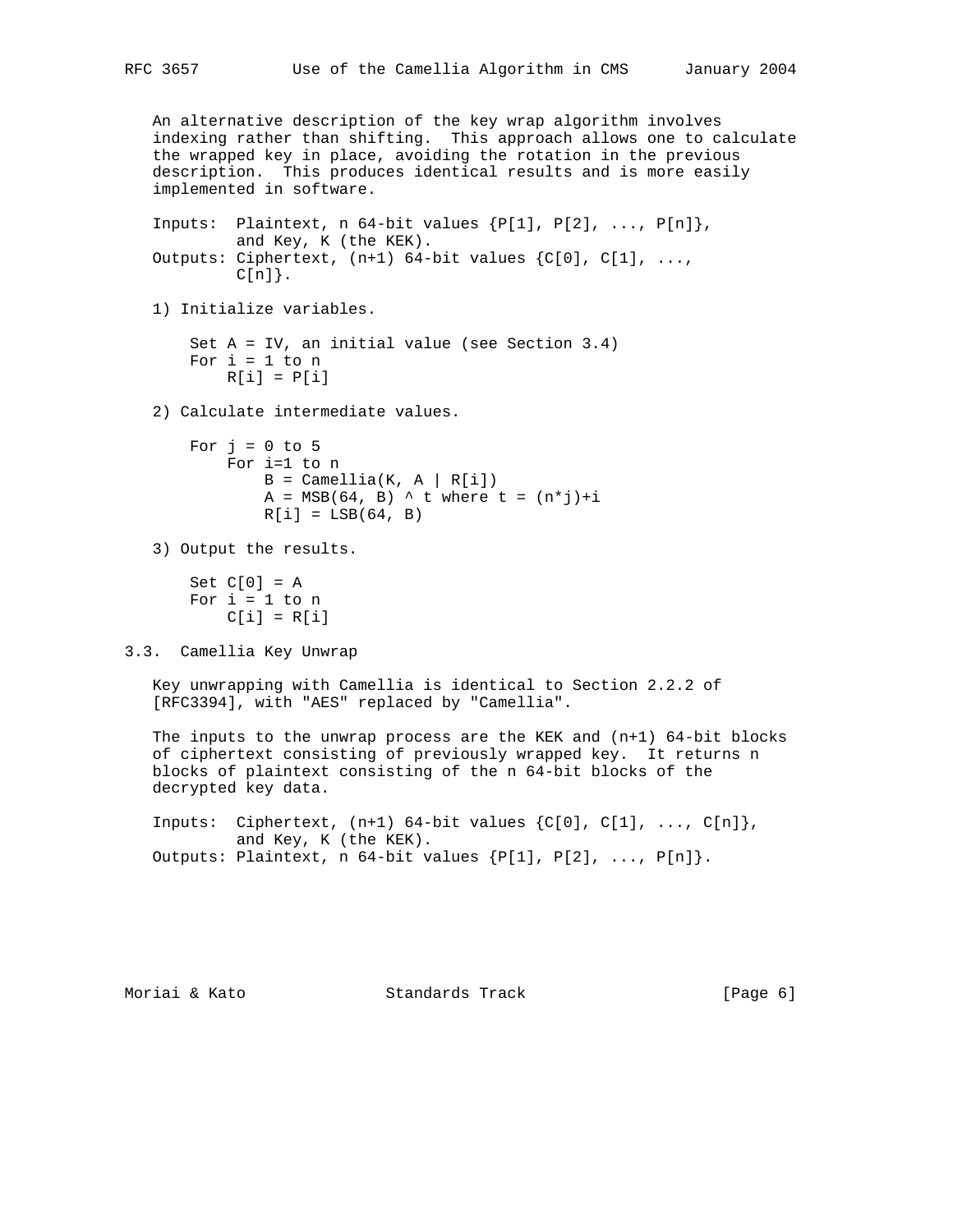An alternative description of the key wrap algorithm involves indexing rather than shifting. This approach allows one to calculate the wrapped key in place, avoiding the rotation in the previous description. This produces identical results and is more easily implemented in software.

```
Inputs:  Plaintext, n 64-bit values {P[1], P[2], ..., P[n]},
         and Key, K (the KEK).
Outputs: Ciphertext, (n+1) 64-bit values {C[0], C[1], ...,
         C[n]}.
```

1) Initialize variables.

```
    Set A = IV, an initial value (see Section 3.4)
    For i = 1 to n
        R[i] = P[i]
```

2) Calculate intermediate values.

```
    For j = 0 to 5
        For i=1 to n
            B = Camellia(K, A | R[i])
            A = MSB(64, B) ^ t where t = (n*j)+i
            R[i] = LSB(64, B)
```

3) Output the results.

```
    Set C[0] = A
    For i = 1 to n
        C[i] = R[i]
```

## 3.3. Camellia Key Unwrap

Key unwrapping with Camellia is identical to Section 2.2.2 of [RFC3394], with "AES" replaced by "Camellia".

The inputs to the unwrap process are the KEK and (n+1) 64-bit blocks of ciphertext consisting of previously wrapped key. It returns n blocks of plaintext consisting of the n 64-bit blocks of the decrypted key data.

```
Inputs:  Ciphertext, (n+1) 64-bit values {C[0], C[1], ..., C[n]},
         and Key, K (the KEK).
Outputs: Plaintext, n 64-bit values {P[1], P[2], ..., P[n]}.
```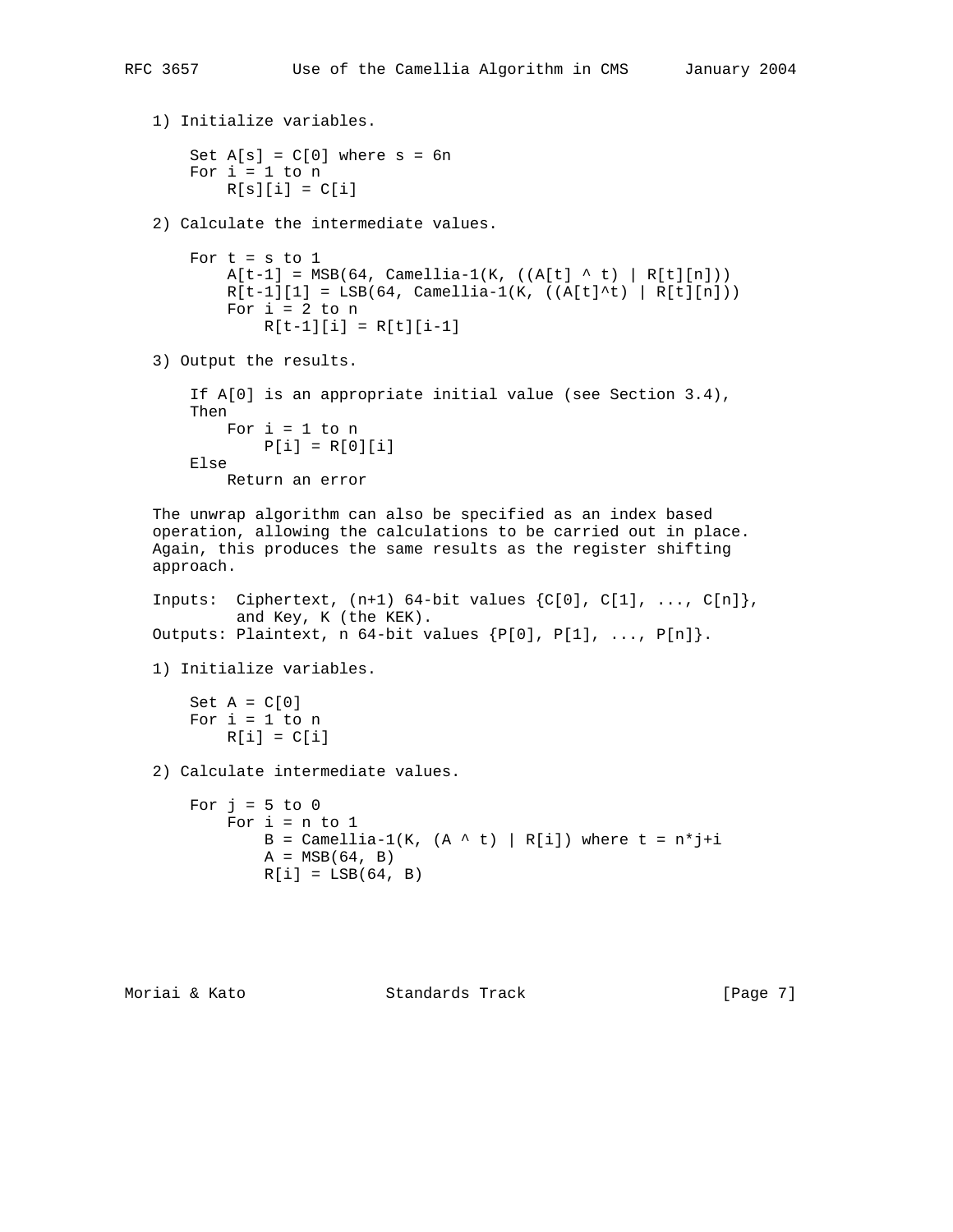1) Initialize variables.

```
    Set A[s] = C[0] where s = 6n
    For i = 1 to n
        R[s][i] = C[i]
```

2) Calculate the intermediate values.

```
    For t = s to 1
        A[t-1] = MSB(64, Camellia-1(K, ((A[t] ^ t) | R[t][n]))
        R[t-1][1] = LSB(64, Camellia-1(K, ((A[t]^t) | R[t][n]))
        For i = 2 to n
            R[t-1][i] = R[t][i-1]
```

3) Output the results.

```
    If A[0] is an appropriate initial value (see Section 3.4),
    Then
        For i = 1 to n
            P[i] = R[0][i]
    Else
        Return an error
```

The unwrap algorithm can also be specified as an index based operation, allowing the calculations to be carried out in place. Again, this produces the same results as the register shifting approach.

```
Inputs:  Ciphertext, (n+1) 64-bit values {C[0], C[1], ..., C[n]},
         and Key, K (the KEK).
Outputs: Plaintext, n 64-bit values {P[0], P[1], ..., P[n]}.
```

1) Initialize variables.

```
    Set A = C[0]
    For i = 1 to n
        R[i] = C[i]
```

2) Calculate intermediate values.

```
    For j = 5 to 0
        For i = n to 1
            B = Camellia-1(K, (A ^ t) | R[i]) where t = n*j+i
            A = MSB(64, B)
            R[i] = LSB(64, B)
```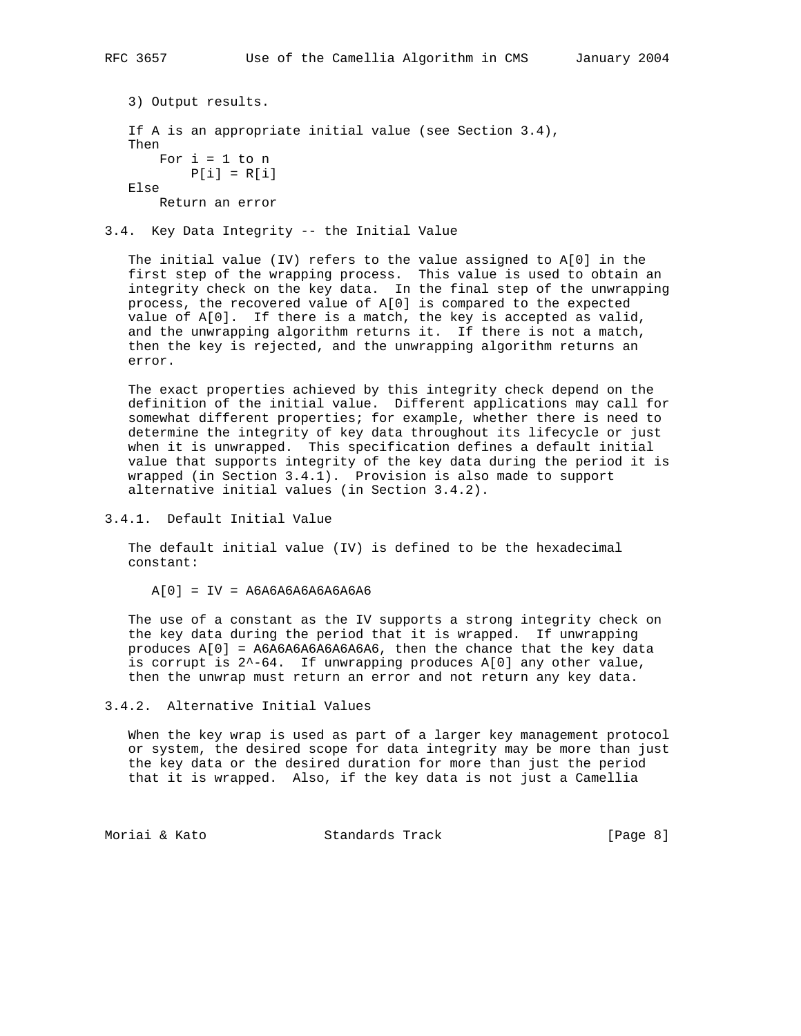3) Output results.

```
If A is an appropriate initial value (see Section 3.4),
Then
    For i = 1 to n
        P[i] = R[i]
Else
    Return an error
```

### 3.4. Key Data Integrity -- the Initial Value

The initial value (IV) refers to the value assigned to A[0] in the first step of the wrapping process. This value is used to obtain an integrity check on the key data. In the final step of the unwrapping process, the recovered value of A[0] is compared to the expected value of A[0]. If there is a match, the key is accepted as valid, and the unwrapping algorithm returns it. If there is not a match, then the key is rejected, and the unwrapping algorithm returns an error.

The exact properties achieved by this integrity check depend on the definition of the initial value. Different applications may call for somewhat different properties; for example, whether there is need to determine the integrity of key data throughout its lifecycle or just when it is unwrapped. This specification defines a default initial value that supports integrity of the key data during the period it is wrapped (in Section 3.4.1). Provision is also made to support alternative initial values (in Section 3.4.2).

#### 3.4.1. Default Initial Value

The default initial value (IV) is defined to be the hexadecimal constant:

```
A[0] = IV = A6A6A6A6A6A6A6A6
```

The use of a constant as the IV supports a strong integrity check on the key data during the period that it is wrapped. If unwrapping produces A[0] = A6A6A6A6A6A6A6A6, then the chance that the key data is corrupt is $2^{-64}$. If unwrapping produces A[0] any other value, then the unwrap must return an error and not return any key data.

#### 3.4.2. Alternative Initial Values

When the key wrap is used as part of a larger key management protocol or system, the desired scope for data integrity may be more than just the key data or the desired duration for more than just the period that it is wrapped. Also, if the key data is not just a Camellia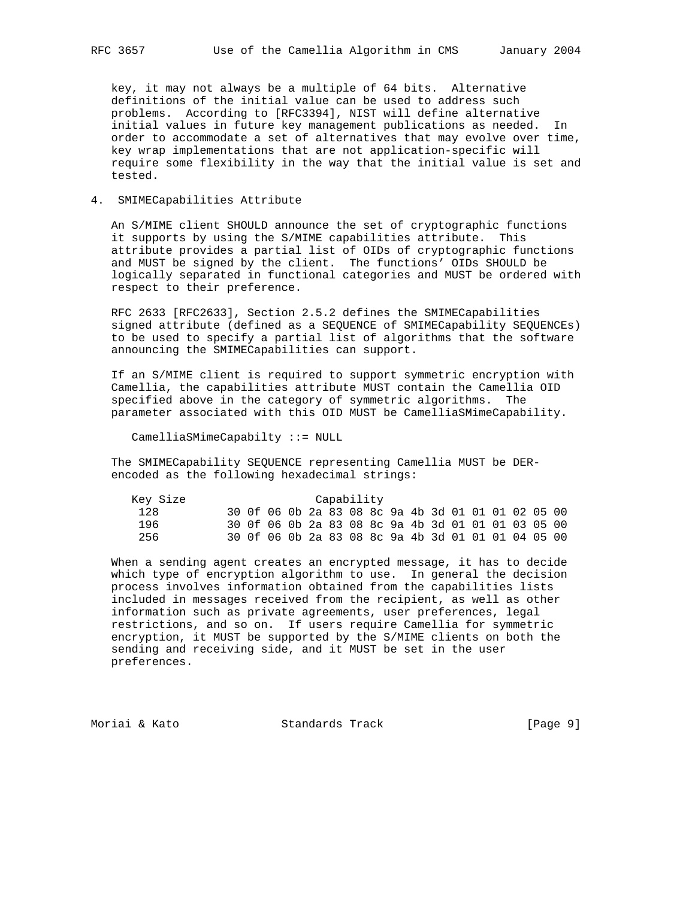key, it may not always be a multiple of 64 bits. Alternative definitions of the initial value can be used to address such problems. According to [RFC3394], NIST will define alternative initial values in future key management publications as needed. In order to accommodate a set of alternatives that may evolve over time, key wrap implementations that are not application-specific will require some flexibility in the way that the initial value is set and tested.

## 4. SMIMECapabilities Attribute

An S/MIME client SHOULD announce the set of cryptographic functions it supports by using the S/MIME capabilities attribute. This attribute provides a partial list of OIDs of cryptographic functions and MUST be signed by the client. The functions' OIDs SHOULD be logically separated in functional categories and MUST be ordered with respect to their preference.

RFC 2633 [RFC2633], Section 2.5.2 defines the SMIMECapabilities signed attribute (defined as a SEQUENCE of SMIMECapability SEQUENCEs) to be used to specify a partial list of algorithms that the software announcing the SMIMECapabilities can support.

If an S/MIME client is required to support symmetric encryption with Camellia, the capabilities attribute MUST contain the Camellia OID specified above in the category of symmetric algorithms. The parameter associated with this OID MUST be CamelliaSMimeCapability.

```
CamelliaSMimeCapabilty ::= NULL
```

The SMIMECapability SEQUENCE representing Camellia MUST be DER-encoded as the following hexadecimal strings:

```
Key Size                  Capability
 128         30 0f 06 0b 2a 83 08 8c 9a 4b 3d 01 01 01 02 05 00
 196         30 0f 06 0b 2a 83 08 8c 9a 4b 3d 01 01 01 03 05 00
 256         30 0f 06 0b 2a 83 08 8c 9a 4b 3d 01 01 01 04 05 00
```

When a sending agent creates an encrypted message, it has to decide which type of encryption algorithm to use. In general the decision process involves information obtained from the capabilities lists included in messages received from the recipient, as well as other information such as private agreements, user preferences, legal restrictions, and so on. If users require Camellia for symmetric encryption, it MUST be supported by the S/MIME clients on both the sending and receiving side, and it MUST be set in the user preferences.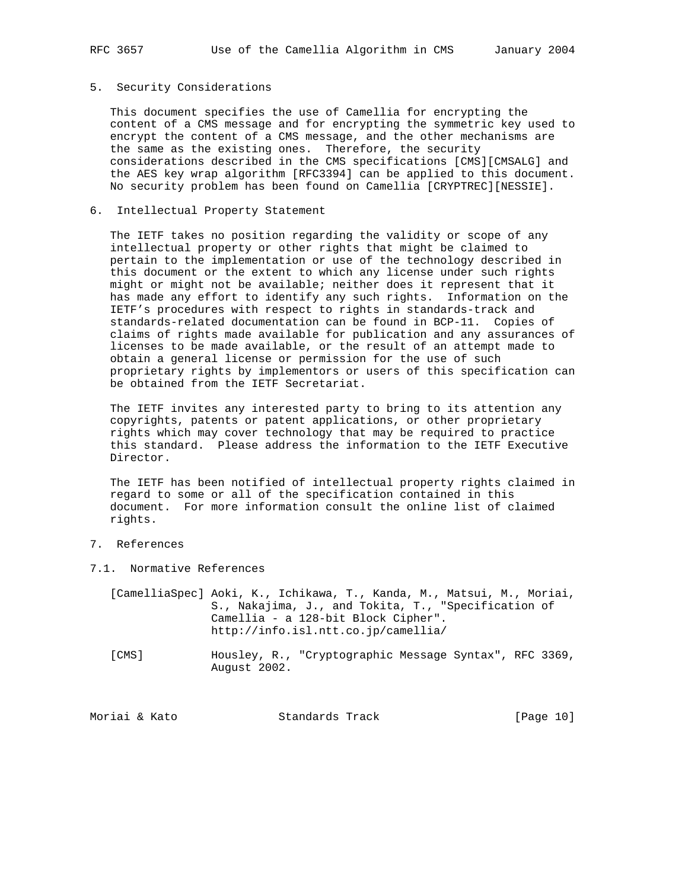## 5. Security Considerations

This document specifies the use of Camellia for encrypting the content of a CMS message and for encrypting the symmetric key used to encrypt the content of a CMS message, and the other mechanisms are the same as the existing ones. Therefore, the security considerations described in the CMS specifications [CMS][CMSALG] and the AES key wrap algorithm [RFC3394] can be applied to this document. No security problem has been found on Camellia [CRYPTREC][NESSIE].

## 6. Intellectual Property Statement

The IETF takes no position regarding the validity or scope of any intellectual property or other rights that might be claimed to pertain to the implementation or use of the technology described in this document or the extent to which any license under such rights might or might not be available; neither does it represent that it has made any effort to identify any such rights. Information on the IETF's procedures with respect to rights in standards-track and standards-related documentation can be found in BCP-11. Copies of claims of rights made available for publication and any assurances of licenses to be made available, or the result of an attempt made to obtain a general license or permission for the use of such proprietary rights by implementors or users of this specification can be obtained from the IETF Secretariat.

The IETF invites any interested party to bring to its attention any copyrights, patents or patent applications, or other proprietary rights which may cover technology that may be required to practice this standard. Please address the information to the IETF Executive Director.

The IETF has been notified of intellectual property rights claimed in regard to some or all of the specification contained in this document. For more information consult the online list of claimed rights.

## 7. References

### 7.1. Normative References

[CamelliaSpec] Aoki, K., Ichikawa, T., Kanda, M., Matsui, M., Moriai, S., Nakajima, J., and Tokita, T., "Specification of Camellia - a 128-bit Block Cipher". http://info.isl.ntt.co.jp/camellia/

[CMS] Housley, R., "Cryptographic Message Syntax", RFC 3369, August 2002.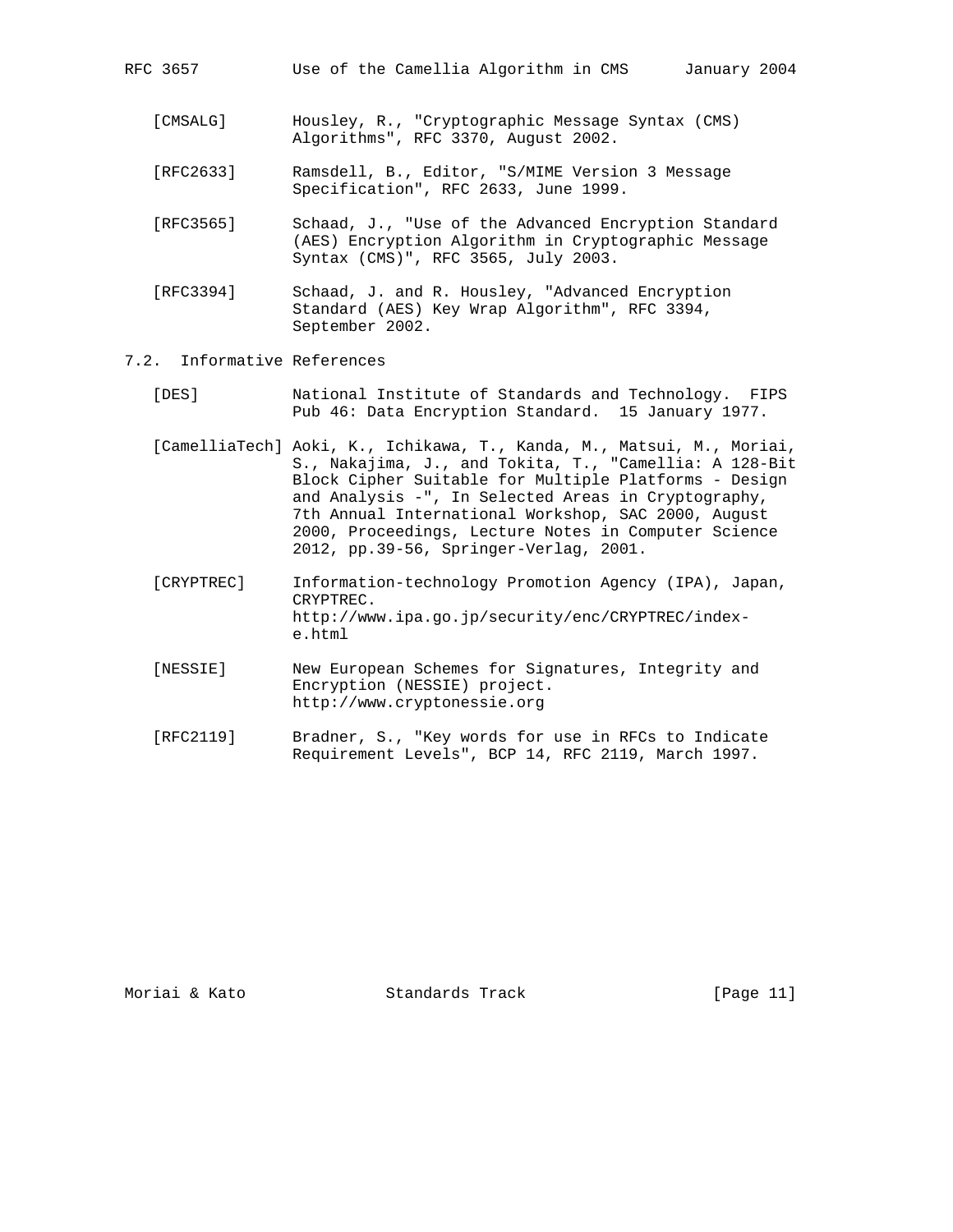[CMSALG] Housley, R., "Cryptographic Message Syntax (CMS) Algorithms", RFC 3370, August 2002.

[RFC2633] Ramsdell, B., Editor, "S/MIME Version 3 Message Specification", RFC 2633, June 1999.

[RFC3565] Schaad, J., "Use of the Advanced Encryption Standard (AES) Encryption Algorithm in Cryptographic Message Syntax (CMS)", RFC 3565, July 2003.

[RFC3394] Schaad, J. and R. Housley, "Advanced Encryption Standard (AES) Key Wrap Algorithm", RFC 3394, September 2002.

## 7.2. Informative References

[DES] National Institute of Standards and Technology. FIPS Pub 46: Data Encryption Standard. 15 January 1977.

[CamelliaTech] Aoki, K., Ichikawa, T., Kanda, M., Matsui, M., Moriai, S., Nakajima, J., and Tokita, T., "Camellia: A 128-Bit Block Cipher Suitable for Multiple Platforms - Design and Analysis -", In Selected Areas in Cryptography, 7th Annual International Workshop, SAC 2000, August 2000, Proceedings, Lecture Notes in Computer Science 2012, pp.39-56, Springer-Verlag, 2001.

[CRYPTREC] Information-technology Promotion Agency (IPA), Japan, CRYPTREC. http://www.ipa.go.jp/security/enc/CRYPTREC/index-e.html

[NESSIE] New European Schemes for Signatures, Integrity and Encryption (NESSIE) project. http://www.cryptonessie.org

[RFC2119] Bradner, S., "Key words for use in RFCs to Indicate Requirement Levels", BCP 14, RFC 2119, March 1997.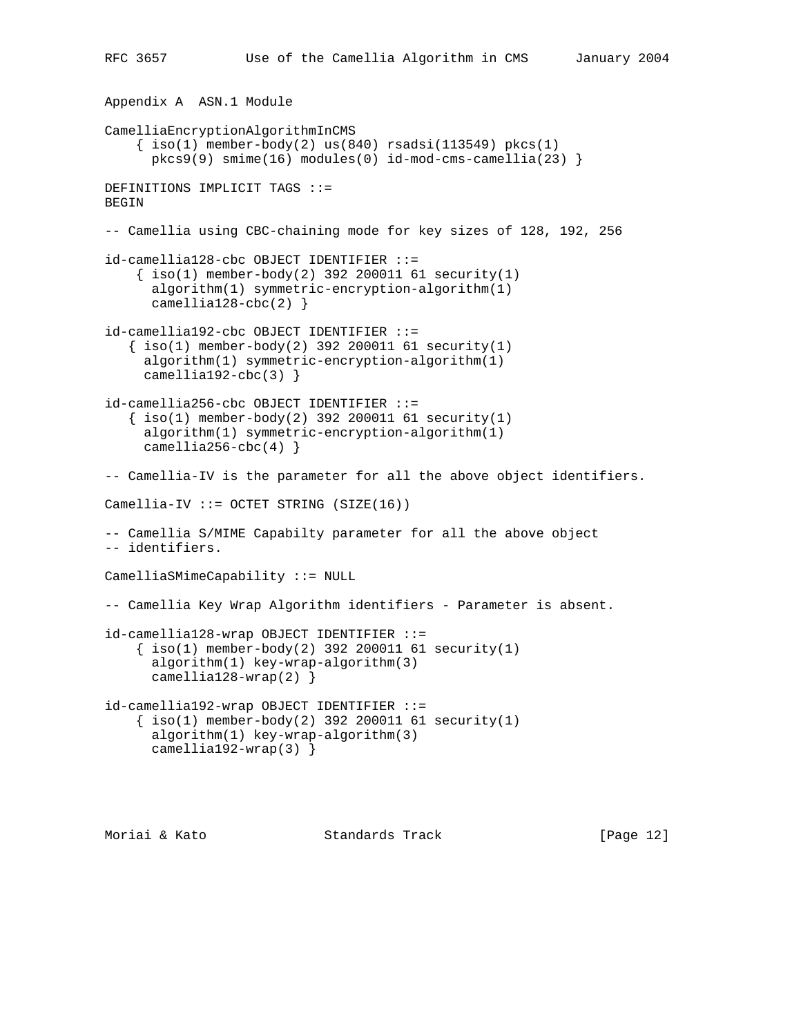## Appendix A ASN.1 Module

```
CamelliaEncryptionAlgorithmInCMS
    { iso(1) member-body(2) us(840) rsadsi(113549) pkcs(1)
      pkcs9(9) smime(16) modules(0) id-mod-cms-camellia(23) }

DEFINITIONS IMPLICIT TAGS ::=
BEGIN

-- Camellia using CBC-chaining mode for key sizes of 128, 192, 256

id-camellia128-cbc OBJECT IDENTIFIER ::=
    { iso(1) member-body(2) 392 200011 61 security(1)
      algorithm(1) symmetric-encryption-algorithm(1)
      camellia128-cbc(2) }

id-camellia192-cbc OBJECT IDENTIFIER ::=
   { iso(1) member-body(2) 392 200011 61 security(1)
     algorithm(1) symmetric-encryption-algorithm(1)
     camellia192-cbc(3) }

id-camellia256-cbc OBJECT IDENTIFIER ::=
   { iso(1) member-body(2) 392 200011 61 security(1)
     algorithm(1) symmetric-encryption-algorithm(1)
     camellia256-cbc(4) }

-- Camellia-IV is the parameter for all the above object identifiers.

Camellia-IV ::= OCTET STRING (SIZE(16))

-- Camellia S/MIME Capabilty parameter for all the above object
-- identifiers.

CamelliaSMimeCapability ::= NULL

-- Camellia Key Wrap Algorithm identifiers - Parameter is absent.

id-camellia128-wrap OBJECT IDENTIFIER ::=
    { iso(1) member-body(2) 392 200011 61 security(1)
      algorithm(1) key-wrap-algorithm(3)
      camellia128-wrap(2) }

id-camellia192-wrap OBJECT IDENTIFIER ::=
    { iso(1) member-body(2) 392 200011 61 security(1)
      algorithm(1) key-wrap-algorithm(3)
      camellia192-wrap(3) }
```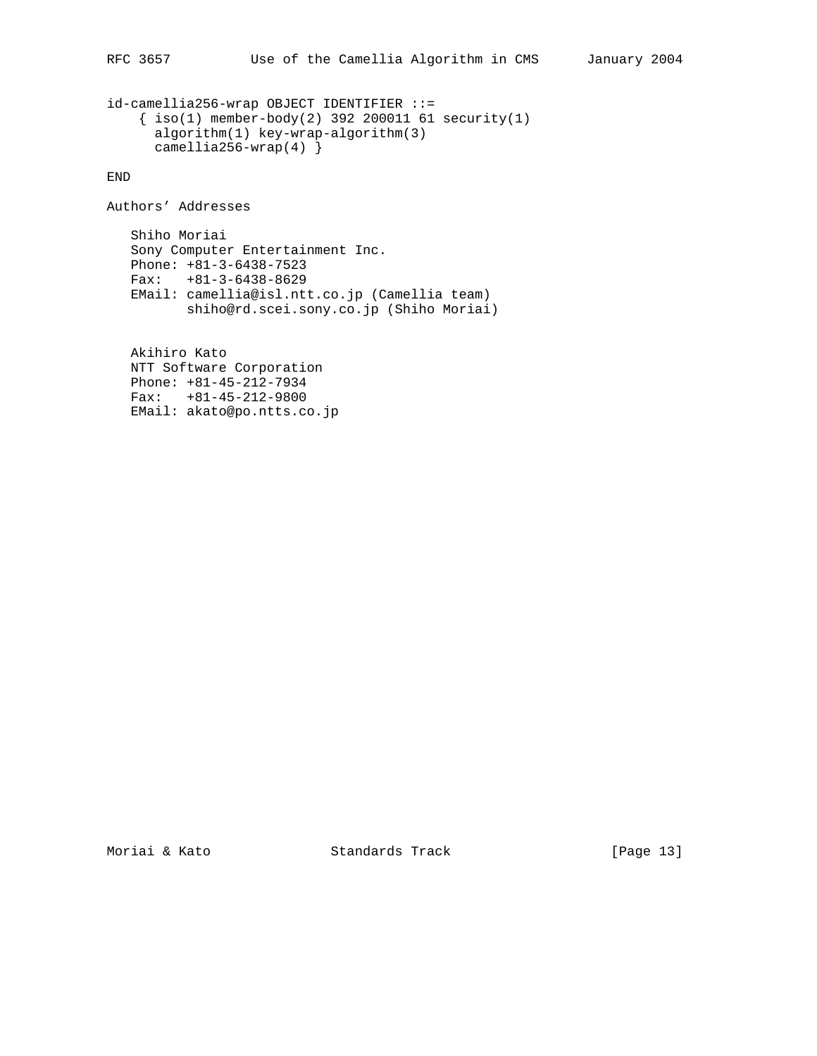```
id-camellia256-wrap OBJECT IDENTIFIER ::=
    { iso(1) member-body(2) 392 200011 61 security(1)
      algorithm(1) key-wrap-algorithm(3)
      camellia256-wrap(4) }

END
```

## Authors' Addresses

Shiho Moriai
Sony Computer Entertainment Inc.
Phone: +81-3-6438-7523
Fax:   +81-3-6438-8629
EMail: camellia@isl.ntt.co.jp (Camellia team)
       shiho@rd.scei.sony.co.jp (Shiho Moriai)

Akihiro Kato
NTT Software Corporation
Phone: +81-45-212-7934
Fax:   +81-45-212-9800
EMail: akato@po.ntts.co.jp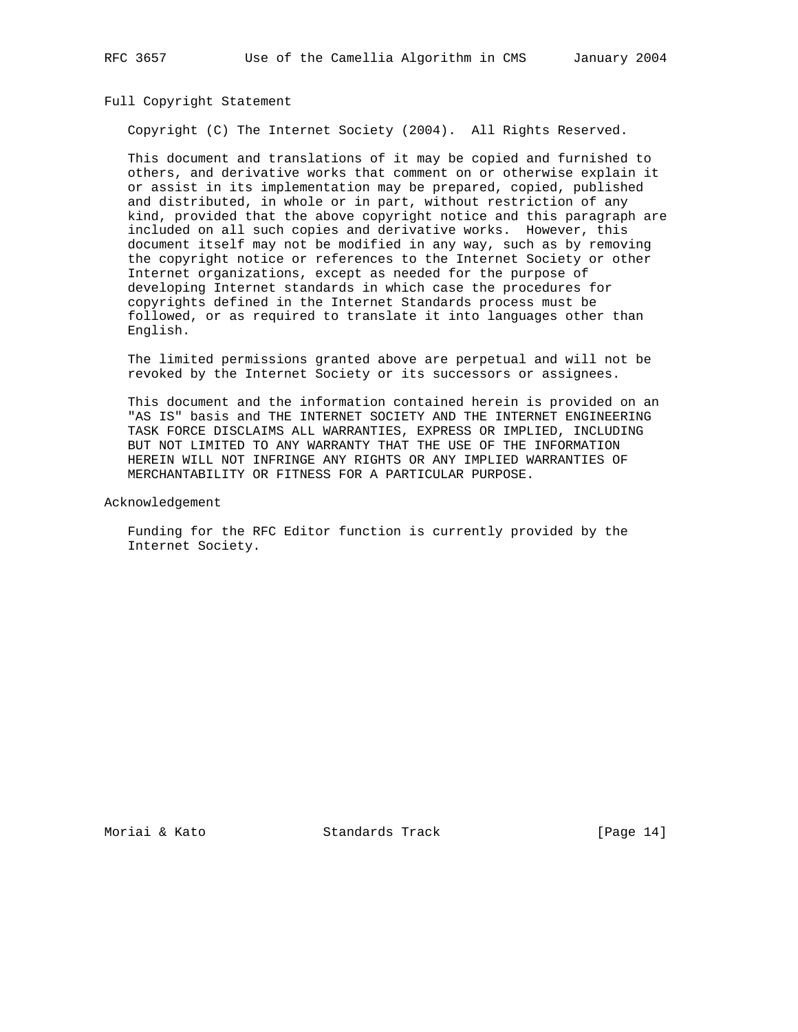## Full Copyright Statement

Copyright (C) The Internet Society (2004). All Rights Reserved.

This document and translations of it may be copied and furnished to others, and derivative works that comment on or otherwise explain it or assist in its implementation may be prepared, copied, published and distributed, in whole or in part, without restriction of any kind, provided that the above copyright notice and this paragraph are included on all such copies and derivative works. However, this document itself may not be modified in any way, such as by removing the copyright notice or references to the Internet Society or other Internet organizations, except as needed for the purpose of developing Internet standards in which case the procedures for copyrights defined in the Internet Standards process must be followed, or as required to translate it into languages other than English.

The limited permissions granted above are perpetual and will not be revoked by the Internet Society or its successors or assignees.

This document and the information contained herein is provided on an "AS IS" basis and THE INTERNET SOCIETY AND THE INTERNET ENGINEERING TASK FORCE DISCLAIMS ALL WARRANTIES, EXPRESS OR IMPLIED, INCLUDING BUT NOT LIMITED TO ANY WARRANTY THAT THE USE OF THE INFORMATION HEREIN WILL NOT INFRINGE ANY RIGHTS OR ANY IMPLIED WARRANTIES OF MERCHANTABILITY OR FITNESS FOR A PARTICULAR PURPOSE.

## Acknowledgement

Funding for the RFC Editor function is currently provided by the Internet Society.